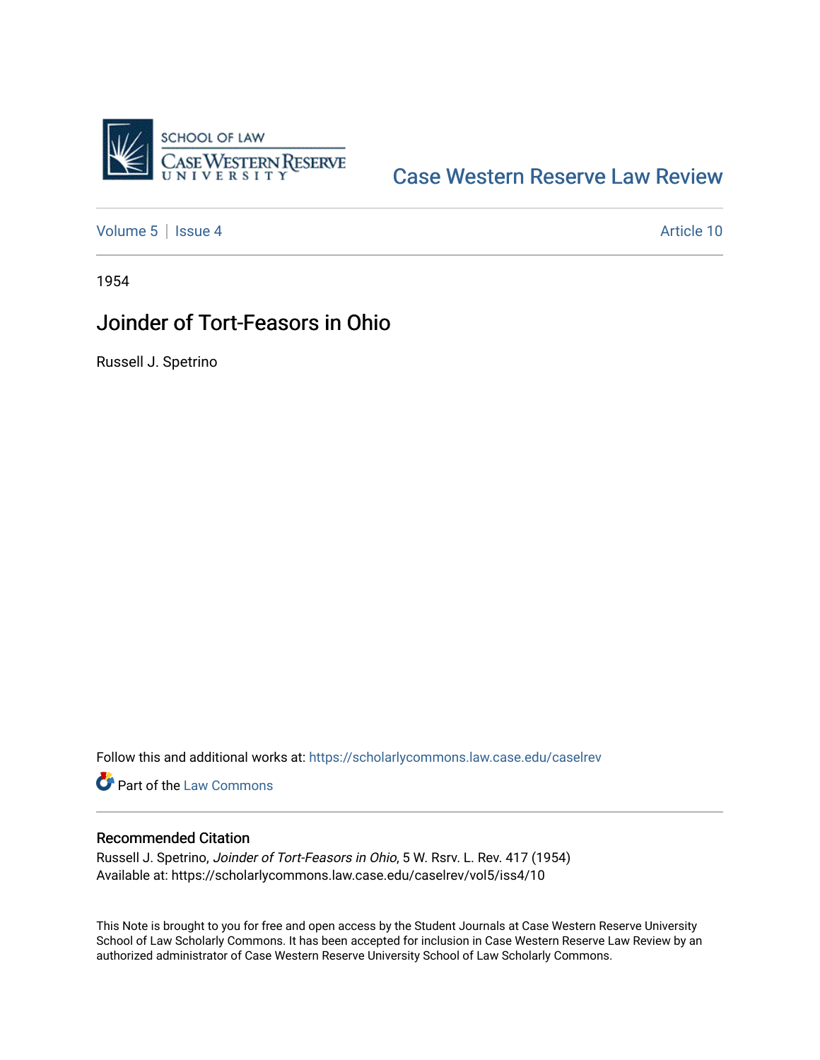Case Western Reserve Law Review

Volume 5 | Issue 4 | Article 10

1954

# Joinder of Tort-Feasors in Ohio

Russell J. Spetrino

Follow this and additional works at: https://scholarlycommons.law.case.edu/caselrev

Part of the Law Commons

## Recommended Citation

Russell J. Spetrino, *Joinder of Tort-Feasors in Ohio*, 5 W. Rsrv. L. Rev. 417 (1954)
Available at: https://scholarlycommons.law.case.edu/caselrev/vol5/iss4/10

This Note is brought to you for free and open access by the Student Journals at Case Western Reserve University School of Law Scholarly Commons. It has been accepted for inclusion in Case Western Reserve Law Review by an authorized administrator of Case Western Reserve University School of Law Scholarly Commons.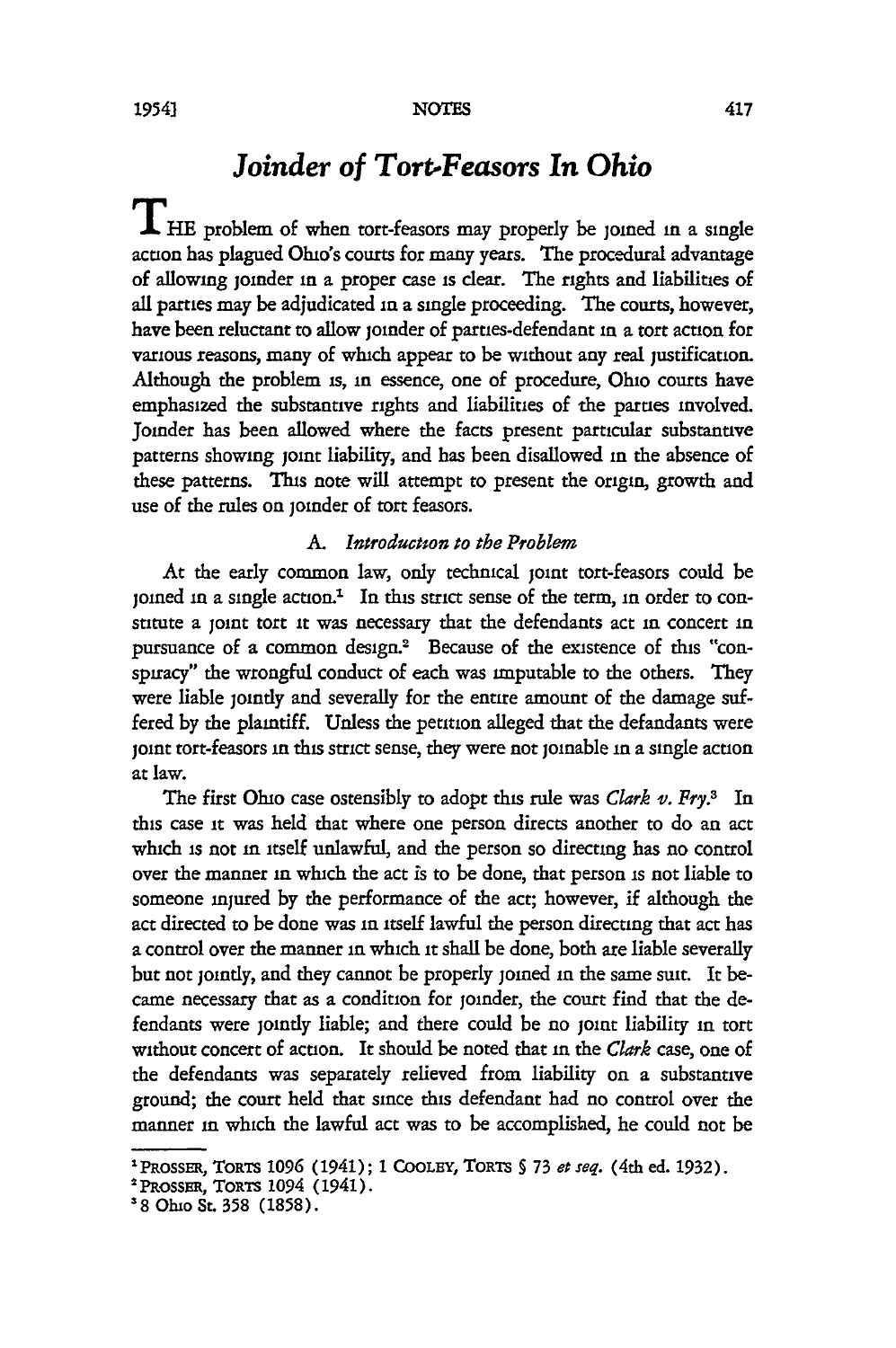# *Joinder of Tort-Feasors In Ohio*

THE problem of when tort-feasors may properly be joined in a single action has plagued Ohio's courts for many years. The procedural advantage of allowing joinder in a proper case is clear. The rights and liabilities of all parties may be adjudicated in a single proceeding. The courts, however, have been reluctant to allow joinder of parties-defendant in a tort action for various reasons, many of which appear to be without any real justification. Although the problem is, in essence, one of procedure, Ohio courts have emphasized the substantive rights and liabilities of the parties involved. Joinder has been allowed where the facts present particular substantive patterns showing joint liability, and has been disallowed in the absence of these patterns. This note will attempt to present the origin, growth and use of the rules on joinder of tort feasors.

### *A. Introduction to the Problem*

At the early common law, only technical joint tort-feasors could be joined in a single action.[1] In this strict sense of the term, in order to constitute a joint tort it was necessary that the defendants act in concert in pursuance of a common design.[2] Because of the existence of this "conspiracy" the wrongful conduct of each was imputable to the others. They were liable jointly and severally for the entire amount of the damage suffered by the plaintiff. Unless the petition alleged that the defendants were joint tort-feasors in this strict sense, they were not joinable in a single action at law.

The first Ohio case ostensibly to adopt this rule was *Clark v. Fry*.[3] In this case it was held that where one person directs another to do an act which is not in itself unlawful, and the person so directing has no control over the manner in which the act is to be done, that person is not liable to someone injured by the performance of the act; however, if although the act directed to be done was in itself lawful the person directing that act has a control over the manner in which it shall be done, both are liable severally but not jointly, and they cannot be properly joined in the same suit. It became necessary that as a condition for joinder, the court find that the defendants were jointly liable; and there could be no joint liability in tort without concert of action. It should be noted that in the *Clark* case, one of the defendants was separately relieved from liability on a substantive ground; the court held that since this defendant had no control over the manner in which the lawful act was to be accomplished, he could not be

---

[1] PROSSER, TORTS 1096 (1941); 1 COOLEY, TORTS § 73 *et seq.* (4th ed. 1932).

[2] PROSSER, TORTS 1094 (1941).

[3] 8 Ohio St. 358 (1858).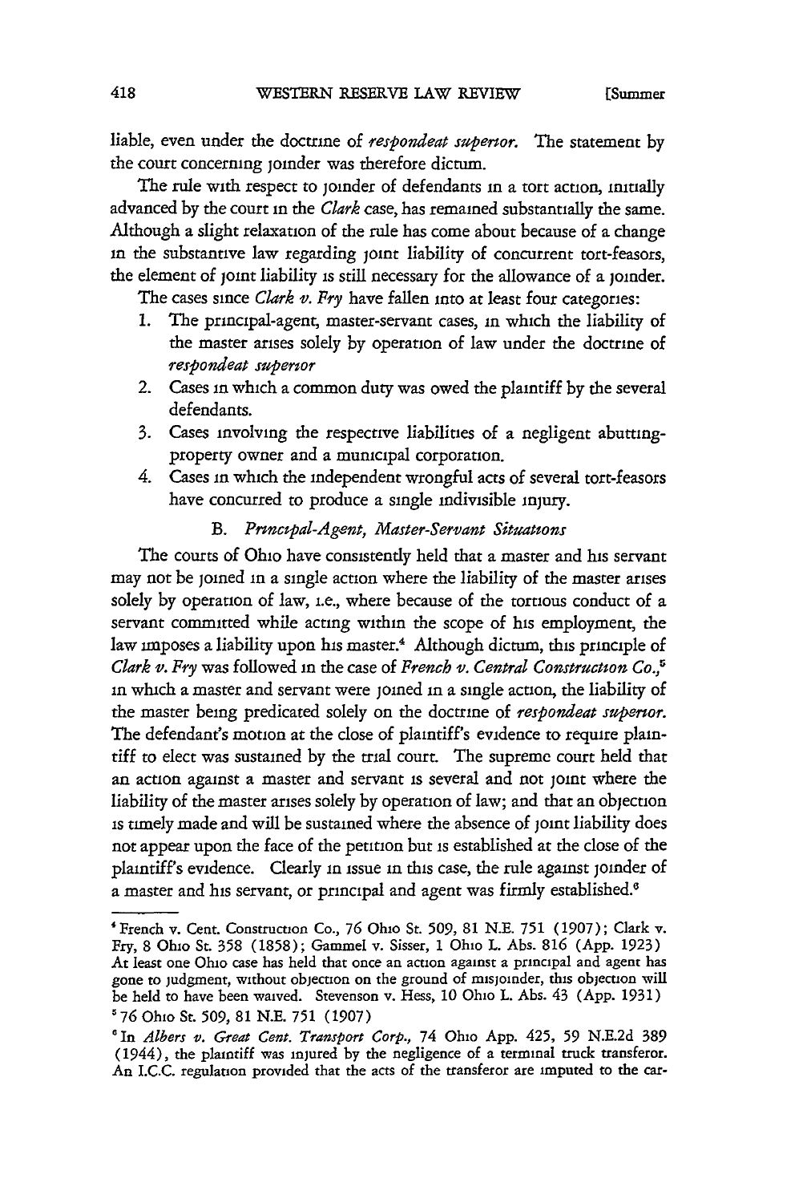liable, even under the doctrine of *respondeat superior.* The statement by the court concerning joinder was therefore dictum.

The rule with respect to joinder of defendants in a tort action, initially advanced by the court in the *Clark* case, has remained substantially the same. Although a slight relaxation of the rule has come about because of a change in the substantive law regarding joint liability of concurrent tort-feasors, the element of joint liability is still necessary for the allowance of a joinder.

The cases since *Clark v. Fry* have fallen into at least four categories:

1. The principal-agent, master-servant cases, in which the liability of the master arises solely by operation of law under the doctrine of *respondeat superior*
2. Cases in which a common duty was owed the plaintiff by the several defendants.
3. Cases involving the respective liabilities of a negligent abutting-property owner and a municipal corporation.
4. Cases in which the independent wrongful acts of several tort-feasors have concurred to produce a single indivisible injury.

### B. *Principal-Agent, Master-Servant Situations*

The courts of Ohio have consistently held that a master and his servant may not be joined in a single action where the liability of the master arises solely by operation of law, i.e., where because of the tortious conduct of a servant committed while acting within the scope of his employment, the law imposes a liability upon his master.[4] Although dictum, this principle of *Clark v. Fry* was followed in the case of *French v. Central Construction Co.,*[5] in which a master and servant were joined in a single action, the liability of the master being predicated solely on the doctrine of *respondeat superior.* The defendant's motion at the close of plaintiff's evidence to require plaintiff to elect was sustained by the trial court. The supreme court held that an action against a master and servant is several and not joint where the liability of the master arises solely by operation of law; and that an objection is timely made and will be sustained where the absence of joint liability does not appear upon the face of the petition but is established at the close of the plaintiff's evidence. Clearly in issue in this case, the rule against joinder of a master and his servant, or principal and agent was firmly established.[6]

---

[4] French v. Cent. Construction Co., 76 Ohio St. 509, 81 N.E. 751 (1907); Clark v. Fry, 8 Ohio St. 358 (1858); Gammel v. Sisser, 1 Ohio L. Abs. 816 (App. 1923) At least one Ohio case has held that once an action against a principal and agent has gone to judgment, without objection on the ground of misjoinder, this objection will be held to have been waived. Stevenson v. Hess, 10 Ohio L. Abs. 43 (App. 1931)

[5] 76 Ohio St. 509, 81 N.E. 751 (1907)

[6] In *Albers v. Great Cent. Transport Corp.,* 74 Ohio App. 425, 59 N.E.2d 389 (1944), the plaintiff was injured by the negligence of a terminal truck transferor. An I.C.C. regulation provided that the acts of the transferor are imputed to the car-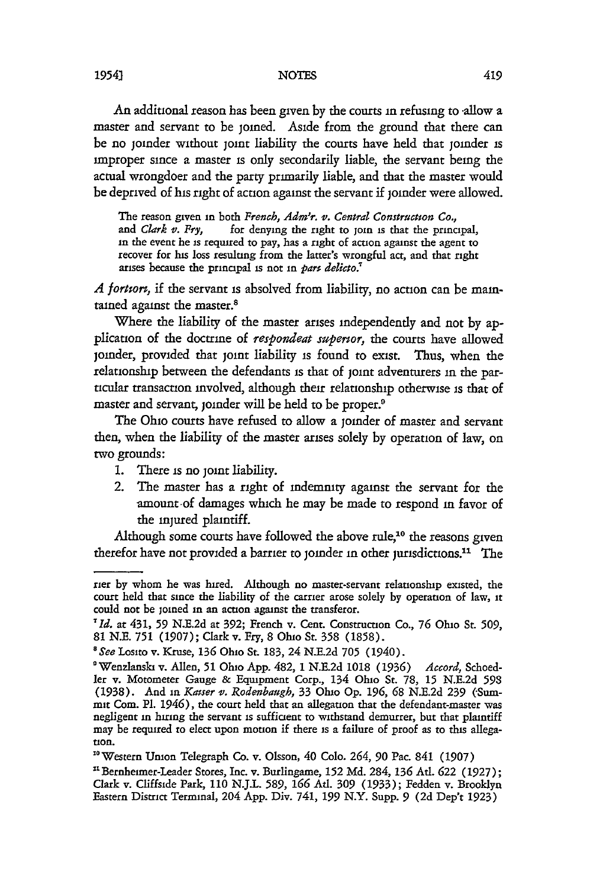An additional reason has been given by the courts in refusing to allow a master and servant to be joined. Aside from the ground that there can be no joinder without joint liability the courts have held that joinder is improper since a master is only secondarily liable, the servant being the actual wrongdoer and the party primarily liable, and that the master would be deprived of his right of action against the servant if joinder were allowed.

> The reason given in both *French, Adm'r. v. Central Construction Co.,* and *Clark v. Fry,* for denying the right to join is that the principal, in the event he is required to pay, has a right of action against the agent to recover for his loss resulting from the latter's wrongful act, and that right arises because the principal is not in *pari delicto.*[7]

*A fortiori,* if the servant is absolved from liability, no action can be maintained against the master.[8]

Where the liability of the master arises independently and not by application of the doctrine of *respondeat superior,* the courts have allowed joinder, provided that joint liability is found to exist. Thus, when the relationship between the defendants is that of joint adventurers in the particular transaction involved, although their relationship otherwise is that of master and servant, joinder will be held to be proper.[9]

The Ohio courts have refused to allow a joinder of master and servant then, when the liability of the master arises solely by operation of law, on two grounds:

1. There is no joint liability.
2. The master has a right of indemnity against the servant for the amount of damages which he may be made to respond in favor of the injured plaintiff.

Although some courts have followed the above rule,[10] the reasons given therefor have not provided a barrier to joinder in other jurisdictions.[11] The

---

rier by whom he was hired. Although no master-servant relationship existed, the court held that since the liability of the carrier arose solely by operation of law, it could not be joined in an action against the transferor.

[7] *Id.* at 431, 59 N.E.2d at 392; French v. Cent. Construction Co., 76 Ohio St. 509, 81 N.E. 751 (1907); Clark v. Fry, 8 Ohio St. 358 (1858).

[8] *See* Losito v. Kruse, 136 Ohio St. 183, 24 N.E.2d 705 (1940).

[9] Wenzlanski v. Allen, 51 Ohio App. 482, 1 N.E.2d 1018 (1936) *Accord,* Schoedler v. Motometer Gauge & Equipment Corp., 134 Ohio St. 78, 15 N.E.2d 598 (1938). And in *Kaiser v. Rodenbaugh,* 33 Ohio Op. 196, 68 N.E.2d 239 (Summit Com. Pl. 1946), the court held that an allegation that the defendant-master was negligent in hiring the servant is sufficient to withstand demurrer, but that plaintiff may be required to elect upon motion if there is a failure of proof as to this allegation.

[10] Western Union Telegraph Co. v. Olsson, 40 Colo. 264, 90 Pac. 841 (1907)

[11] Bernheimer-Leader Stores, Inc. v. Burlingame, 152 Md. 284, 136 Atl. 622 (1927); Clark v. Cliffside Park, 110 N.J.L. 589, 166 Atl. 309 (1933); Fedden v. Brooklyn Eastern District Terminal, 204 App. Div. 741, 199 N.Y. Supp. 9 (2d Dep't 1923)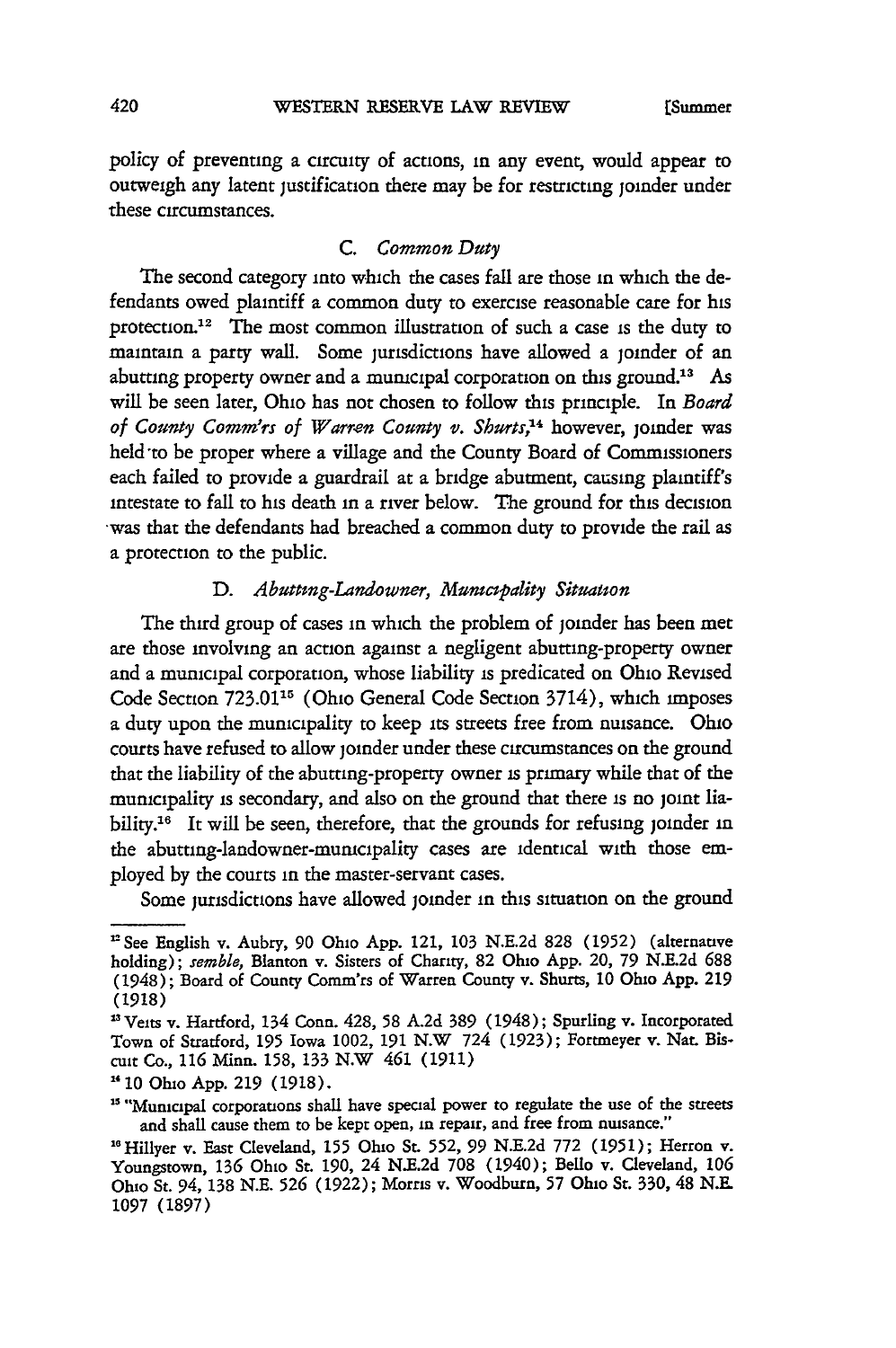policy of preventing a circuity of actions, in any event, would appear to outweigh any latent justification there may be for restricting joinder under these circumstances.

### C. *Common Duty*

The second category into which the cases fall are those in which the defendants owed plaintiff a common duty to exercise reasonable care for his protection.[12] The most common illustration of such a case is the duty to maintain a party wall. Some jurisdictions have allowed a joinder of an abutting property owner and a municipal corporation on this ground.[13] As will be seen later, Ohio has not chosen to follow this principle. In *Board of County Comm'rs of Warren County v. Shurts*,[14] however, joinder was held to be proper where a village and the County Board of Commissioners each failed to provide a guardrail at a bridge abutment, causing plaintiff's intestate to fall to his death in a river below. The ground for this decision was that the defendants had breached a common duty to provide the rail as a protection to the public.

### D. *Abutting-Landowner, Municipality Situation*

The third group of cases in which the problem of joinder has been met are those involving an action against a negligent abutting-property owner and a municipal corporation, whose liability is predicated on Ohio Revised Code Section 723.01[15] (Ohio General Code Section 3714), which imposes a duty upon the municipality to keep its streets free from nuisance. Ohio courts have refused to allow joinder under these circumstances on the ground that the liability of the abutting-property owner is primary while that of the municipality is secondary, and also on the ground that there is no joint liability.[16] It will be seen, therefore, that the grounds for refusing joinder in the abutting-landowner-municipality cases are identical with those employed by the courts in the master-servant cases.

Some jurisdictions have allowed joinder in this situation on the ground

---

[12] See English v. Aubry, 90 Ohio App. 121, 103 N.E.2d 828 (1952) (alternative holding); *semble*, Blanton v. Sisters of Charity, 82 Ohio App. 20, 79 N.E.2d 688 (1948); Board of County Comm'rs of Warren County v. Shurts, 10 Ohio App. 219 (1918)

[13] Veits v. Hartford, 134 Conn. 428, 58 A.2d 389 (1948); Spurling v. Incorporated Town of Stratford, 195 Iowa 1002, 191 N.W 724 (1923); Fortmeyer v. Nat. Biscuit Co., 116 Minn. 158, 133 N.W 461 (1911)

[14] 10 Ohio App. 219 (1918).

[15] "Municipal corporations shall have special power to regulate the use of the streets and shall cause them to be kept open, in repair, and free from nuisance."

[16] Hillyer v. East Cleveland, 155 Ohio St. 552, 99 N.E.2d 772 (1951); Herron v. Youngstown, 136 Ohio St. 190, 24 N.E.2d 708 (1940); Bello v. Cleveland, 106 Ohio St. 94, 138 N.E. 526 (1922); Morris v. Woodburn, 57 Ohio St. 330, 48 N.E. 1097 (1897)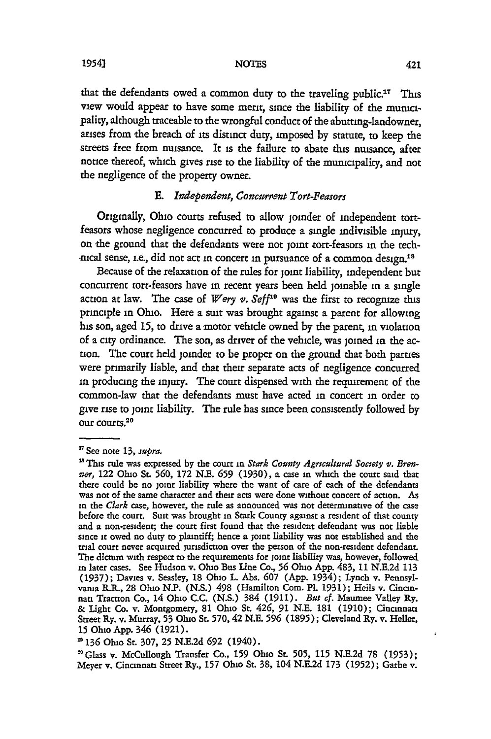that the defendants owed a common duty to the traveling public.[17] This view would appear to have some merit, since the liability of the municipality, although traceable to the wrongful conduct of the abutting-landowner, arises from the breach of its distinct duty, imposed by statute, to keep the streets free from nuisance. It is the failure to abate this nuisance, after notice thereof, which gives rise to the liability of the municipality, and not the negligence of the property owner.

### E. *Independent, Concurrent Tort-Feasors*

Originally, Ohio courts refused to allow joinder of independent tort-feasors whose negligence concurred to produce a single indivisible injury, on the ground that the defendants were not joint tort-feasors in the technical sense, i.e., did not act in concert in pursuance of a common design.[18]

Because of the relaxation of the rules for joint liability, independent but concurrent tort-feasors have in recent years been held joinable in a single action at law. The case of *Wery v. Seff*[19] was the first to recognize this principle in Ohio. Here a suit was brought against a parent for allowing his son, aged 15, to drive a motor vehicle owned by the parent, in violation of a city ordinance. The son, as driver of the vehicle, was joined in the action. The court held joinder to be proper on the ground that both parties were primarily liable, and that their separate acts of negligence concurred in producing the injury. The court dispensed with the requirement of the common-law that the defendants must have acted in concert in order to give rise to joint liability. The rule has since been consistently followed by our courts.[20]

---

[17] See note 13, *supra*.

[18] This rule was expressed by the court in *Stark County Agricultural Society v. Brenner*, 122 Ohio St. 560, 172 N.E. 659 (1930), a case in which the court said that there could be no joint liability where the want of care of each of the defendants was not of the same character and their acts were done without concert of action. As in the *Clark* case, however, the rule as announced was not determinative of the case before the court. Suit was brought in Stark County against a resident of that county and a non-resident; the court first found that the resident defendant was not liable since it owed no duty to plaintiff; hence a joint liability was not established and the trial court never acquired jurisdiction over the person of the non-resident defendant. The dictum with respect to the requirements for joint liability was, however, followed in later cases. See Hudson v. Ohio Bus Line Co., 56 Ohio App. 483, 11 N.E.2d 113 (1937); Davies v. Seasley, 18 Ohio L. Abs. 607 (App. 1934); Lynch v. Pennsylvania R.R., 28 Ohio N.P. (N.S.) 498 (Hamilton Com. Pl. 1931); Heils v. Cincinnati Traction Co., 14 Ohio C.C. (N.S.) 384 (1911). *But cf.* Maumee Valley Ry. & Light Co. v. Montgomery, 81 Ohio St. 426, 91 N.E. 181 (1910); Cincinnati Street Ry. v. Murray, 53 Ohio St. 570, 42 N.E. 596 (1895); Cleveland Ry. v. Heller, 15 Ohio App. 346 (1921).

[19] 136 Ohio St. 307, 25 N.E.2d 692 (1940).

[20] Glass v. McCullough Transfer Co., 159 Ohio St. 505, 115 N.E.2d 78 (1953); Meyer v. Cincinnati Street Ry., 157 Ohio St. 38, 104 N.E.2d 173 (1952); Garbe v.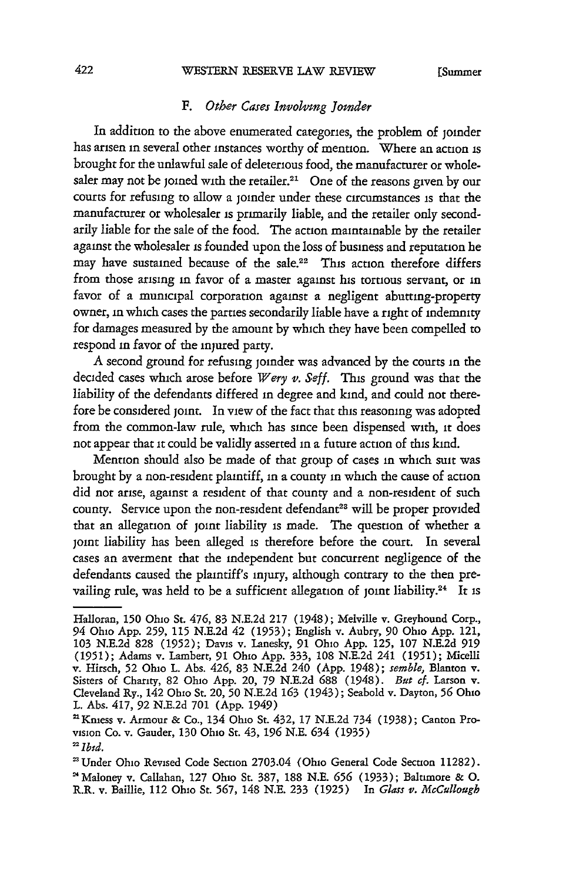### F. *Other Cases Involving Joinder*

In addition to the above enumerated categories, the problem of joinder has arisen in several other instances worthy of mention. Where an action is brought for the unlawful sale of deleterious food, the manufacturer or wholesaler may not be joined with the retailer.[21] One of the reasons given by our courts for refusing to allow a joinder under these circumstances is that the manufacturer or wholesaler is primarily liable, and the retailer only secondarily liable for the sale of the food. The action maintainable by the retailer against the wholesaler is founded upon the loss of business and reputation he may have sustained because of the sale.[22] This action therefore differs from those arising in favor of a master against his tortious servant, or in favor of a municipal corporation against a negligent abutting-property owner, in which cases the parties secondarily liable have a right of indemnity for damages measured by the amount by which they have been compelled to respond in favor of the injured party.

A second ground for refusing joinder was advanced by the courts in the decided cases which arose before *Wery v. Seff*. This ground was that the liability of the defendants differed in degree and kind, and could not therefore be considered joint. In view of the fact that this reasoning was adopted from the common-law rule, which has since been dispensed with, it does not appear that it could be validly asserted in a future action of this kind.

Mention should also be made of that group of cases in which suit was brought by a non-resident plaintiff, in a county in which the cause of action did not arise, against a resident of that county and a non-resident of such county. Service upon the non-resident defendant[23] will be proper provided that an allegation of joint liability is made. The question of whether a joint liability has been alleged is therefore before the court. In several cases an averment that the independent but concurrent negligence of the defendants caused the plaintiff's injury, although contrary to the then prevailing rule, was held to be a sufficient allegation of joint liability.[24] It is

---

Halloran, 150 Ohio St. 476, 83 N.E.2d 217 (1948); Melville v. Greyhound Corp., 94 Ohio App. 259, 115 N.E.2d 42 (1953); English v. Aubry, 90 Ohio App. 121, 103 N.E.2d 828 (1952); Davis v. Lanesky, 91 Ohio App. 125, 107 N.E.2d 919 (1951); Adams v. Lambert, 91 Ohio App. 333, 108 N.E.2d 241 (1951); Micelli v. Hirsch, 52 Ohio L. Abs. 426, 83 N.E.2d 240 (App. 1948); *semble,* Blanton v. Sisters of Charity, 82 Ohio App. 20, 79 N.E.2d 688 (1948). *But cf.* Larson v. Cleveland Ry., 142 Ohio St. 20, 50 N.E.2d 163 (1943); Seabold v. Dayton, 56 Ohio L. Abs. 417, 92 N.E.2d 701 (App. 1949)

[21] Kniess v. Armour & Co., 134 Ohio St. 432, 17 N.E.2d 734 (1938); Canton Provision Co. v. Gauder, 130 Ohio St. 43, 196 N.E. 634 (1935)

[22] *Ibid.*

[23] Under Ohio Revised Code Section 2703.04 (Ohio General Code Section 11282).

[24] Maloney v. Callahan, 127 Ohio St. 387, 188 N.E. 656 (1933); Baltimore & O. R.R. v. Baillie, 112 Ohio St. 567, 148 N.E. 233 (1925) In *Glass v. McCullough*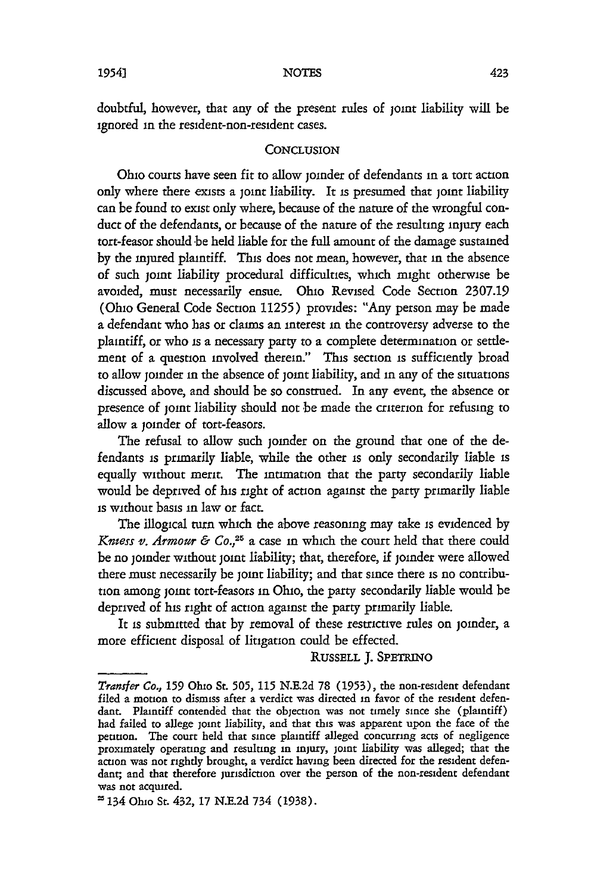doubtful, however, that any of the present rules of joint liability will be ignored in the resident-non-resident cases.

## CONCLUSION

Ohio courts have seen fit to allow joinder of defendants in a tort action only where there exists a joint liability. It is presumed that joint liability can be found to exist only where, because of the nature of the wrongful conduct of the defendants, or because of the nature of the resulting injury each tort-feasor should be held liable for the full amount of the damage sustained by the injured plaintiff. This does not mean, however, that in the absence of such joint liability procedural difficulties, which might otherwise be avoided, must necessarily ensue. Ohio Revised Code Section 2307.19 (Ohio General Code Section 11255) provides: "Any person may be made a defendant who has or claims an interest in the controversy adverse to the plaintiff, or who is a necessary party to a complete determination or settlement of a question involved therein." This section is sufficiently broad to allow joinder in the absence of joint liability, and in any of the situations discussed above, and should be so construed. In any event, the absence or presence of joint liability should not be made the criterion for refusing to allow a joinder of tort-feasors.

The refusal to allow such joinder on the ground that one of the defendants is primarily liable, while the other is only secondarily liable is equally without merit. The intimation that the party secondarily liable would be deprived of his right of action against the party primarily liable is without basis in law or fact.

The illogical turn which the above reasoning may take is evidenced by *Kniess v. Armour & Co.*,[25] a case in which the court held that there could be no joinder without joint liability; that, therefore, if joinder were allowed there must necessarily be joint liability; and that since there is no contribution among joint tort-feasors in Ohio, the party secondarily liable would be deprived of his right of action against the party primarily liable.

It is submitted that by removal of these restrictive rules on joinder, a more efficient disposal of litigation could be effected.

RUSSELL J. SPETRINO

---

*Transfer Co.*, 159 Ohio St. 505, 115 N.E.2d 78 (1953), the non-resident defendant filed a motion to dismiss after a verdict was directed in favor of the resident defendant. Plaintiff contended that the objection was not timely since she (plaintiff) had failed to allege joint liability, and that this was apparent upon the face of the petition. The court held that since plaintiff alleged concurring acts of negligence proximately operating and resulting in injury, joint liability was alleged; that the action was not rightly brought, a verdict having been directed for the resident defendant; and that therefore jurisdiction over the person of the non-resident defendant was not acquired.

[25] 134 Ohio St. 432, 17 N.E.2d 734 (1938).